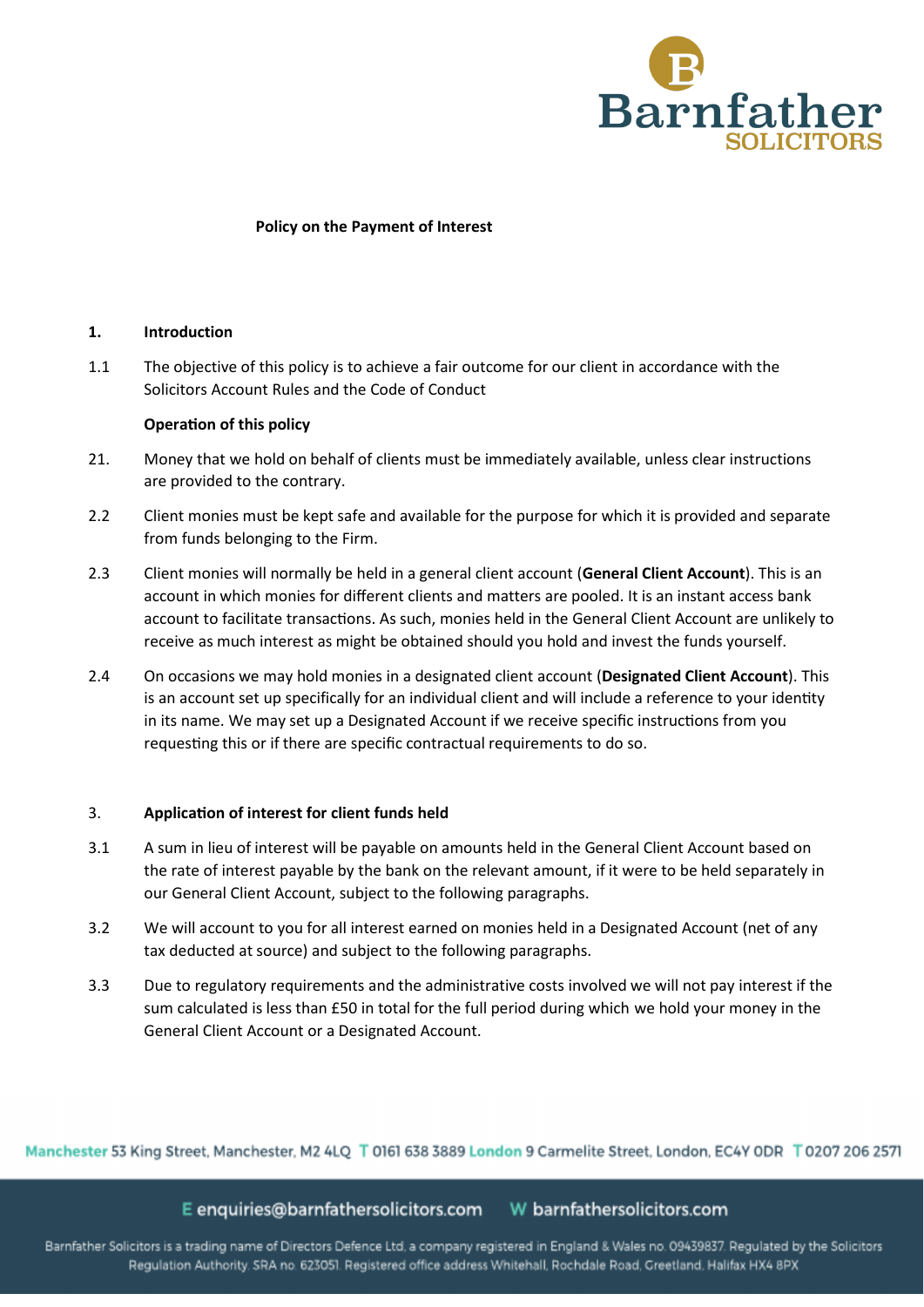**Policy on the Payment of Interest**

## 1. Introduction

1.1 The objective of this policy is to achieve a fair outcome for our client in accordance with the Solicitors Account Rules and the Code of Conduct

**Operation of this policy**

21. Money that we hold on behalf of clients must be immediately available, unless clear instructions are provided to the contrary.

2.2 Client monies must be kept safe and available for the purpose for which it is provided and separate from funds belonging to the Firm.

2.3 Client monies will normally be held in a general client account (**General Client Account**). This is an account in which monies for different clients and matters are pooled. It is an instant access bank account to facilitate transactions. As such, monies held in the General Client Account are unlikely to receive as much interest as might be obtained should you hold and invest the funds yourself.

2.4 On occasions we may hold monies in a designated client account (**Designated Client Account**). This is an account set up specifically for an individual client and will include a reference to your identity in its name. We may set up a Designated Account if we receive specific instructions from you requesting this or if there are specific contractual requirements to do so.

## 3. Application of interest for client funds held

3.1 A sum in lieu of interest will be payable on amounts held in the General Client Account based on the rate of interest payable by the bank on the relevant amount, if it were to be held separately in our General Client Account, subject to the following paragraphs.

3.2 We will account to you for all interest earned on monies held in a Designated Account (net of any tax deducted at source) and subject to the following paragraphs.

3.3 Due to regulatory requirements and the administrative costs involved we will not pay interest if the sum calculated is less than £50 in total for the full period during which we hold your money in the General Client Account or a Designated Account.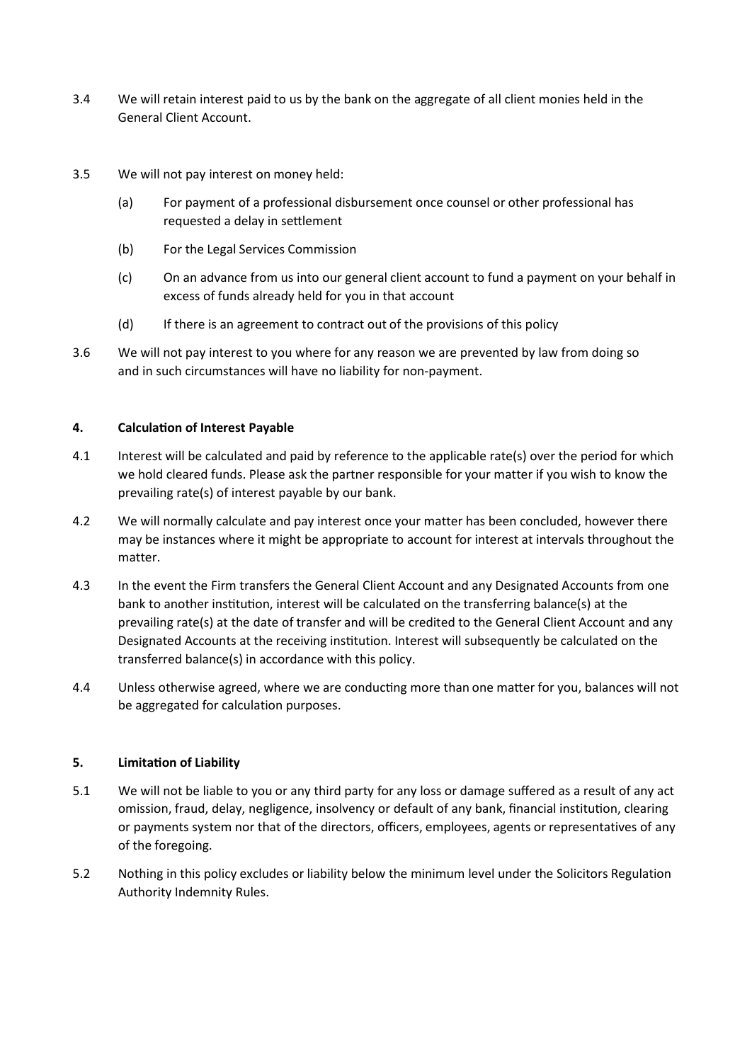3.4 We will retain interest paid to us by the bank on the aggregate of all client monies held in the General Client Account.

3.5 We will not pay interest on money held:

- (a) For payment of a professional disbursement once counsel or other professional has requested a delay in settlement
- (b) For the Legal Services Commission
- (c) On an advance from us into our general client account to fund a payment on your behalf in excess of funds already held for you in that account
- (d) If there is an agreement to contract out of the provisions of this policy

3.6 We will not pay interest to you where for any reason we are prevented by law from doing so and in such circumstances will have no liability for non-payment.

## 4. Calculation of Interest Payable

4.1 Interest will be calculated and paid by reference to the applicable rate(s) over the period for which we hold cleared funds. Please ask the partner responsible for your matter if you wish to know the prevailing rate(s) of interest payable by our bank.

4.2 We will normally calculate and pay interest once your matter has been concluded, however there may be instances where it might be appropriate to account for interest at intervals throughout the matter.

4.3 In the event the Firm transfers the General Client Account and any Designated Accounts from one bank to another institution, interest will be calculated on the transferring balance(s) at the prevailing rate(s) at the date of transfer and will be credited to the General Client Account and any Designated Accounts at the receiving institution. Interest will subsequently be calculated on the transferred balance(s) in accordance with this policy.

4.4 Unless otherwise agreed, where we are conducting more than one matter for you, balances will not be aggregated for calculation purposes.

## 5. Limitation of Liability

5.1 We will not be liable to you or any third party for any loss or damage suffered as a result of any act omission, fraud, delay, negligence, insolvency or default of any bank, financial institution, clearing or payments system nor that of the directors, officers, employees, agents or representatives of any of the foregoing.

5.2 Nothing in this policy excludes or liability below the minimum level under the Solicitors Regulation Authority Indemnity Rules.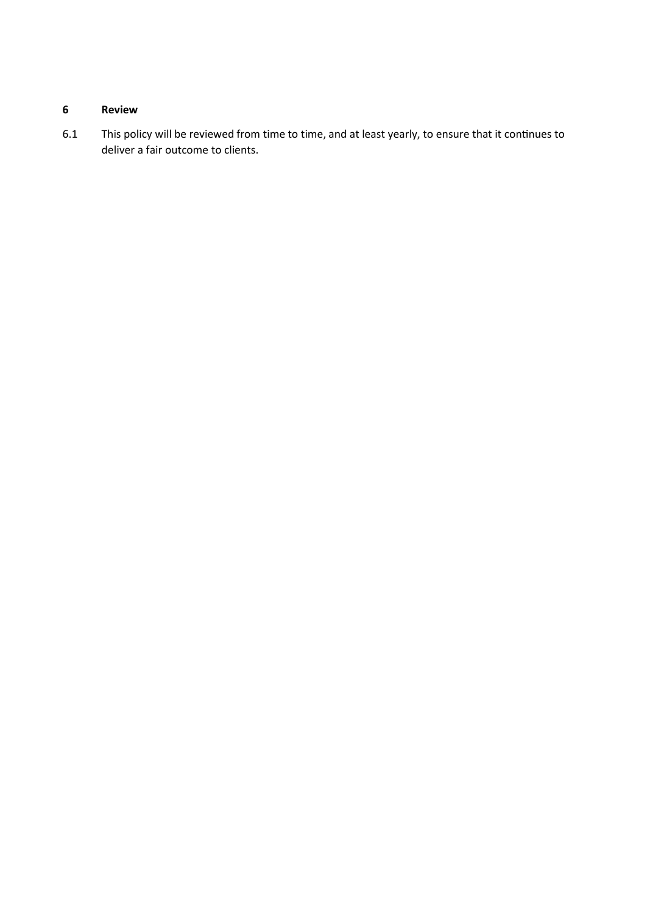## 6 Review

6.1 This policy will be reviewed from time to time, and at least yearly, to ensure that it continues to deliver a fair outcome to clients.